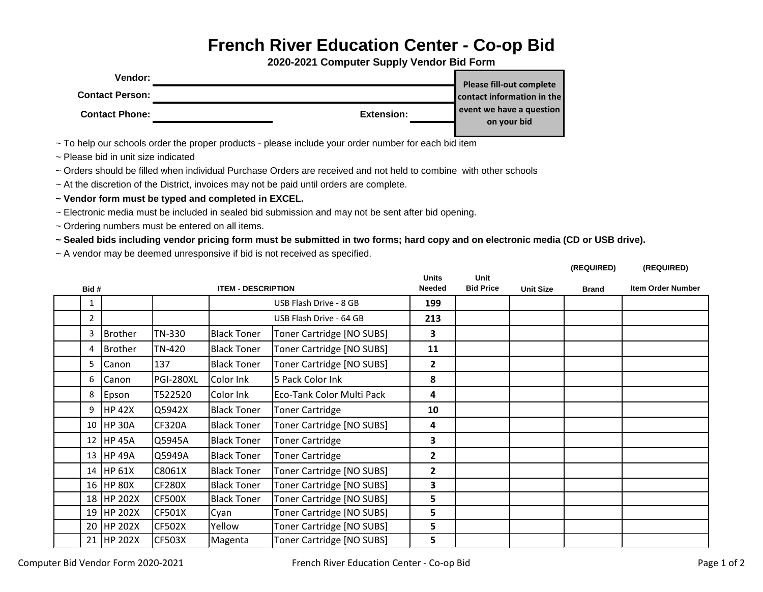# French River Education Center - Co-op Bid

## 2020-2021 Computer Supply Vendor Bid Form

**Vendor:** ____________________

**Contact Person:** ____________________

**Contact Phone:** ____________________ **Extension:** __________

**Please fill-out complete contact information in the event we have a question on your bid**

~ To help our schools order the proper products - please include your order number for each bid item

~ Please bid in unit size indicated

~ Orders should be filled when individual Purchase Orders are received and not held to combine with other schools

~ At the discretion of the District, invoices may not be paid until orders are complete.

**~ Vendor form must be typed and completed in EXCEL.**

~ Electronic media must be included in sealed bid submission and may not be sent after bid opening.

~ Ordering numbers must be entered on all items.

**~ Sealed bids including vendor pricing form must be submitted in two forms; hard copy and on electronic media (CD or USB drive).**

~ A vendor may be deemed unresponsive if bid is not received as specified.

| Bid # | ITEM - DESCRIPTION | | | | Units Needed | Unit Bid Price | Unit Size | (REQUIRED) Brand | (REQUIRED) Item Order Number |
|---|---|---|---|---|---|---|---|---|---|
| 1 | | | | USB Flash Drive - 8 GB | **199** | | | | |
| 2 | | | | USB Flash Drive - 64 GB | **213** | | | | |
| 3 | Brother | TN-330 | Black Toner | Toner Cartridge [NO SUBS] | **3** | | | | |
| 4 | Brother | TN-420 | Black Toner | Toner Cartridge [NO SUBS] | **11** | | | | |
| 5 | Canon | 137 | Black Toner | Toner Cartridge [NO SUBS] | **2** | | | | |
| 6 | Canon | PGI-280XL | Color Ink | 5 Pack Color Ink | **8** | | | | |
| 8 | Epson | T522520 | Color Ink | Eco-Tank Color Multi Pack | **4** | | | | |
| 9 | HP 42X | Q5942X | Black Toner | Toner Cartridge | **10** | | | | |
| 10 | HP 30A | CF320A | Black Toner | Toner Cartridge [NO SUBS] | **4** | | | | |
| 12 | HP 45A | Q5945A | Black Toner | Toner Cartridge | **3** | | | | |
| 13 | HP 49A | Q5949A | Black Toner | Toner Cartridge | **2** | | | | |
| 14 | HP 61X | C8061X | Black Toner | Toner Cartridge [NO SUBS] | **2** | | | | |
| 16 | HP 80X | CF280X | Black Toner | Toner Cartridge [NO SUBS] | **3** | | | | |
| 18 | HP 202X | CF500X | Black Toner | Toner Cartridge [NO SUBS] | **5** | | | | |
| 19 | HP 202X | CF501X | Cyan | Toner Cartridge [NO SUBS] | **5** | | | | |
| 20 | HP 202X | CF502X | Yellow | Toner Cartridge [NO SUBS] | **5** | | | | |
| 21 | HP 202X | CF503X | Magenta | Toner Cartridge [NO SUBS] | **5** | | | | |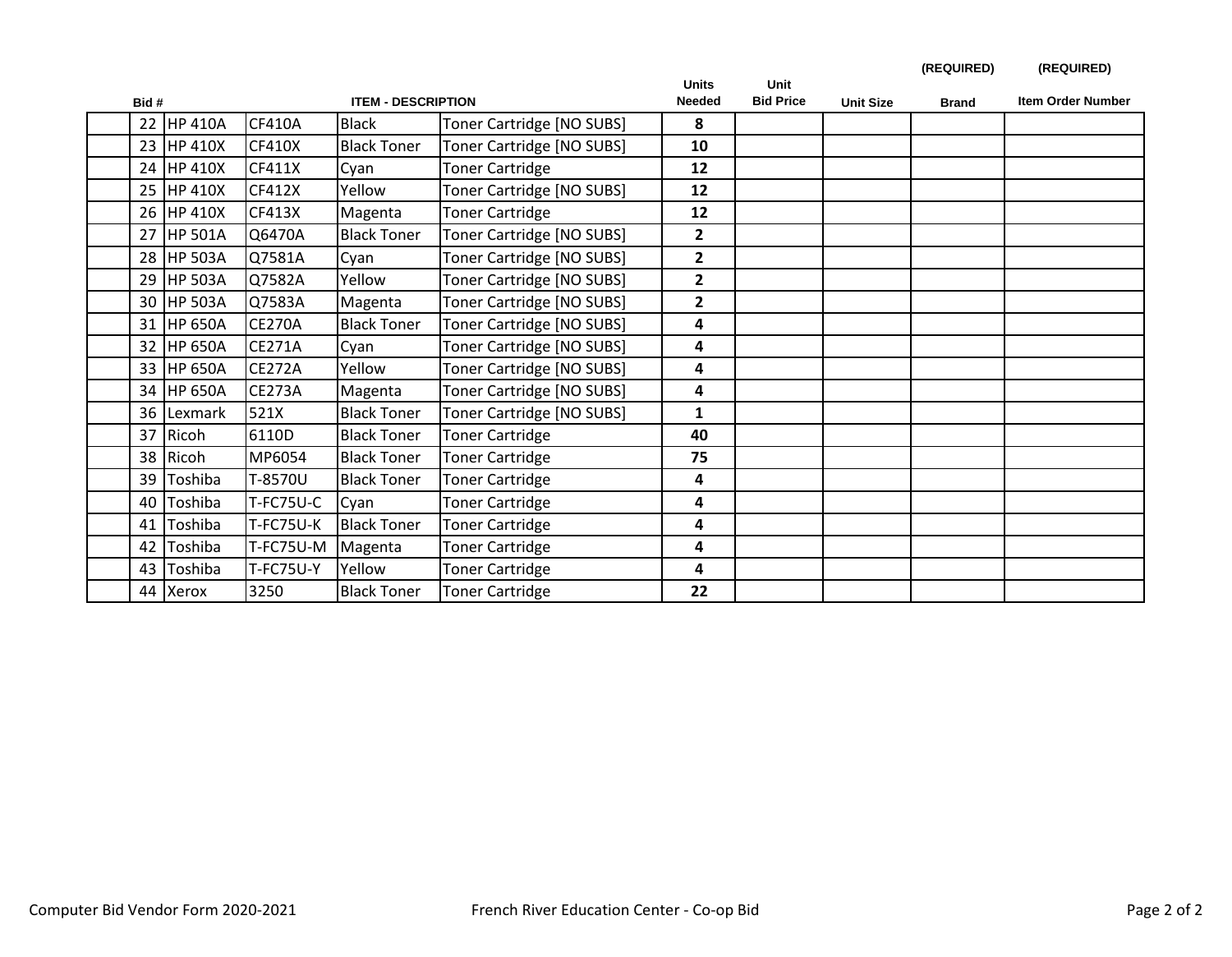| | Bid # | ITEM - DESCRIPTION | | | | Units Needed | Unit Bid Price | Unit Size | (REQUIRED) Brand | (REQUIRED) Item Order Number |
|---|---|---|---|---|---|---|---|---|---|---|
| | 22 | HP 410A | CF410A | Black | Toner Cartridge [NO SUBS] | **8** | | | | |
| | 23 | HP 410X | CF410X | Black Toner | Toner Cartridge [NO SUBS] | **10** | | | | |
| | 24 | HP 410X | CF411X | Cyan | Toner Cartridge | **12** | | | | |
| | 25 | HP 410X | CF412X | Yellow | Toner Cartridge [NO SUBS] | **12** | | | | |
| | 26 | HP 410X | CF413X | Magenta | Toner Cartridge | **12** | | | | |
| | 27 | HP 501A | Q6470A | Black Toner | Toner Cartridge [NO SUBS] | **2** | | | | |
| | 28 | HP 503A | Q7581A | Cyan | Toner Cartridge [NO SUBS] | **2** | | | | |
| | 29 | HP 503A | Q7582A | Yellow | Toner Cartridge [NO SUBS] | **2** | | | | |
| | 30 | HP 503A | Q7583A | Magenta | Toner Cartridge [NO SUBS] | **2** | | | | |
| | 31 | HP 650A | CE270A | Black Toner | Toner Cartridge [NO SUBS] | **4** | | | | |
| | 32 | HP 650A | CE271A | Cyan | Toner Cartridge [NO SUBS] | **4** | | | | |
| | 33 | HP 650A | CE272A | Yellow | Toner Cartridge [NO SUBS] | **4** | | | | |
| | 34 | HP 650A | CE273A | Magenta | Toner Cartridge [NO SUBS] | **4** | | | | |
| | 36 | Lexmark | 521X | Black Toner | Toner Cartridge [NO SUBS] | **1** | | | | |
| | 37 | Ricoh | 6110D | Black Toner | Toner Cartridge | **40** | | | | |
| | 38 | Ricoh | MP6054 | Black Toner | Toner Cartridge | **75** | | | | |
| | 39 | Toshiba | T-8570U | Black Toner | Toner Cartridge | **4** | | | | |
| | 40 | Toshiba | T-FC75U-C | Cyan | Toner Cartridge | **4** | | | | |
| | 41 | Toshiba | T-FC75U-K | Black Toner | Toner Cartridge | **4** | | | | |
| | 42 | Toshiba | T-FC75U-M | Magenta | Toner Cartridge | **4** | | | | |
| | 43 | Toshiba | T-FC75U-Y | Yellow | Toner Cartridge | **4** | | | | |
| | 44 | Xerox | 3250 | Black Toner | Toner Cartridge | **22** | | | | |